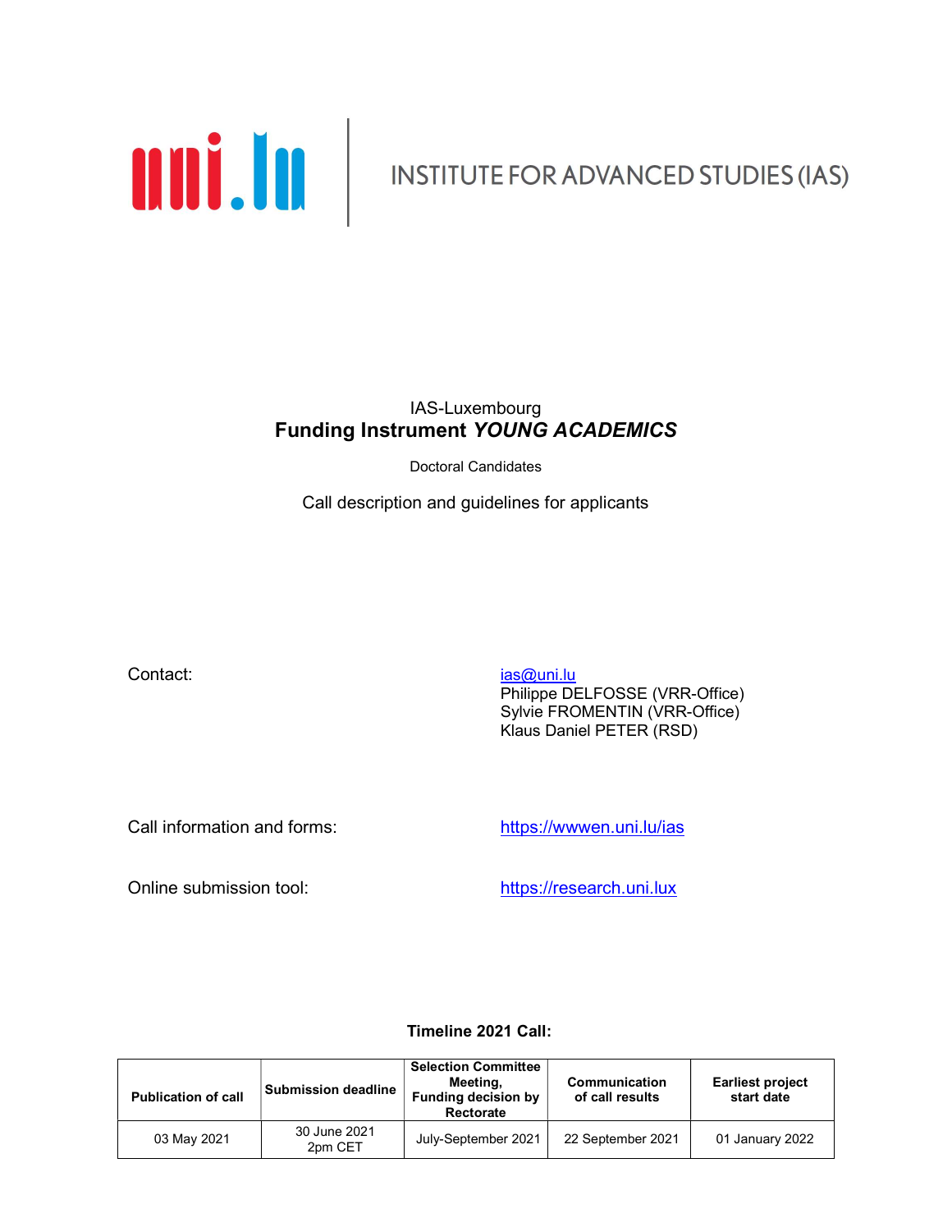uni.lu | INSTITUTE FOR ADVANCED STUDIES (IAS)

IAS-Luxembourg

# Funding Instrument *YOUNG ACADEMICS*

Doctoral Candidates

Call description and guidelines for applicants

Contact: ias@uni.lu
Philippe DELFOSSE (VRR-Office)
Sylvie FROMENTIN (VRR-Office)
Klaus Daniel PETER (RSD)

Call information and forms: https://wwwen.uni.lu/ias

Online submission tool: https://research.uni.lux

**Timeline 2021 Call:**

| Publication of call | Submission deadline | Selection Committee Meeting, Funding decision by Rectorate | Communication of call results | Earliest project start date |
|---|---|---|---|---|
| 03 May 2021 | 30 June 2021 2pm CET | July-September 2021 | 22 September 2021 | 01 January 2022 |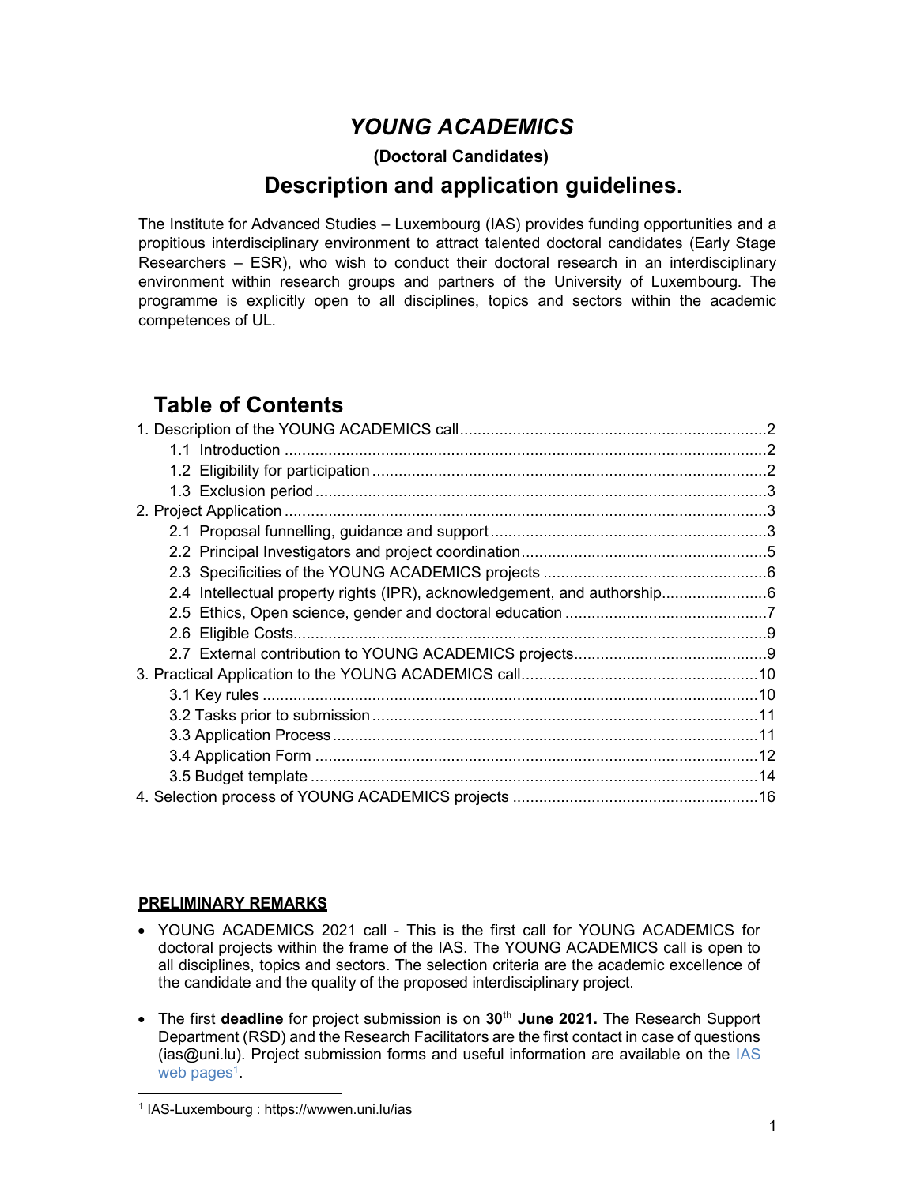# *YOUNG ACADEMICS*

**(Doctoral Candidates)**

## Description and application guidelines.

The Institute for Advanced Studies – Luxembourg (IAS) provides funding opportunities and a propitious interdisciplinary environment to attract talented doctoral candidates (Early Stage Researchers – ESR), who wish to conduct their doctoral research in an interdisciplinary environment within research groups and partners of the University of Luxembourg. The programme is explicitly open to all disciplines, topics and sectors within the academic competences of UL.

## Table of Contents

1. Description of the YOUNG ACADEMICS call....................2
   - 1.1 Introduction....................2
   - 1.2 Eligibility for participation....................2
   - 1.3 Exclusion period....................3
2. Project Application....................3
   - 2.1 Proposal funnelling, guidance and support....................3
   - 2.2 Principal Investigators and project coordination....................5
   - 2.3 Specificities of the YOUNG ACADEMICS projects....................6
   - 2.4 Intellectual property rights (IPR), acknowledgement, and authorship....................6
   - 2.5 Ethics, Open science, gender and doctoral education....................7
   - 2.6 Eligible Costs....................9
   - 2.7 External contribution to YOUNG ACADEMICS projects....................9
3. Practical Application to the YOUNG ACADEMICS call....................10
   - 3.1 Key rules....................10
   - 3.2 Tasks prior to submission....................11
   - 3.3 Application Process....................11
   - 3.4 Application Form....................12
   - 3.5 Budget template....................14
4. Selection process of YOUNG ACADEMICS projects....................16

**PRELIMINARY REMARKS**

- YOUNG ACADEMICS 2021 call - This is the first call for YOUNG ACADEMICS for doctoral projects within the frame of the IAS. The YOUNG ACADEMICS call is open to all disciplines, topics and sectors. The selection criteria are the academic excellence of the candidate and the quality of the proposed interdisciplinary project.
- The first **deadline** for project submission is on **30th June 2021.** The Research Support Department (RSD) and the Research Facilitators are the first contact in case of questions (ias@uni.lu). Project submission forms and useful information are available on the IAS web pages[1].

[1] IAS-Luxembourg : https://wwwen.uni.lu/ias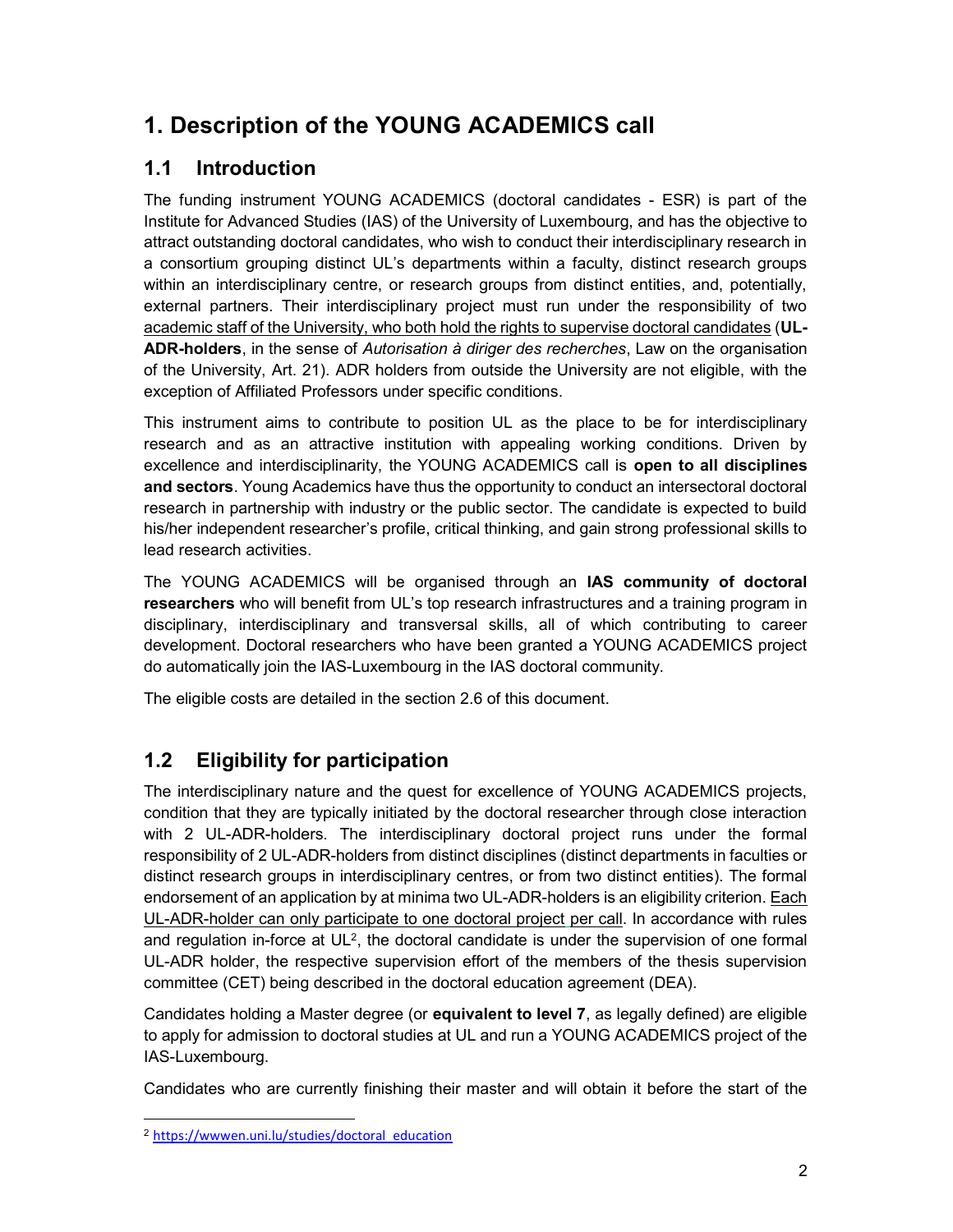# 1. Description of the YOUNG ACADEMICS call

## 1.1 Introduction

The funding instrument YOUNG ACADEMICS (doctoral candidates - ESR) is part of the Institute for Advanced Studies (IAS) of the University of Luxembourg, and has the objective to attract outstanding doctoral candidates, who wish to conduct their interdisciplinary research in a consortium grouping distinct UL's departments within a faculty, distinct research groups within an interdisciplinary centre, or research groups from distinct entities, and, potentially, external partners. Their interdisciplinary project must run under the responsibility of two academic staff of the University, who both hold the rights to supervise doctoral candidates (**UL-ADR-holders**, in the sense of *Autorisation à diriger des recherches*, Law on the organisation of the University, Art. 21). ADR holders from outside the University are not eligible, with the exception of Affiliated Professors under specific conditions.

This instrument aims to contribute to position UL as the place to be for interdisciplinary research and as an attractive institution with appealing working conditions. Driven by excellence and interdisciplinarity, the YOUNG ACADEMICS call is **open to all disciplines and sectors**. Young Academics have thus the opportunity to conduct an intersectoral doctoral research in partnership with industry or the public sector. The candidate is expected to build his/her independent researcher's profile, critical thinking, and gain strong professional skills to lead research activities.

The YOUNG ACADEMICS will be organised through an **IAS community of doctoral researchers** who will benefit from UL's top research infrastructures and a training program in disciplinary, interdisciplinary and transversal skills, all of which contributing to career development. Doctoral researchers who have been granted a YOUNG ACADEMICS project do automatically join the IAS-Luxembourg in the IAS doctoral community.

The eligible costs are detailed in the section 2.6 of this document.

## 1.2 Eligibility for participation

The interdisciplinary nature and the quest for excellence of YOUNG ACADEMICS projects, condition that they are typically initiated by the doctoral researcher through close interaction with 2 UL-ADR-holders. The interdisciplinary doctoral project runs under the formal responsibility of 2 UL-ADR-holders from distinct disciplines (distinct departments in faculties or distinct research groups in interdisciplinary centres, or from two distinct entities). The formal endorsement of an application by at minima two UL-ADR-holders is an eligibility criterion. Each UL-ADR-holder can only participate to one doctoral project per call. In accordance with rules and regulation in-force at UL[2], the doctoral candidate is under the supervision of one formal UL-ADR holder, the respective supervision effort of the members of the thesis supervision committee (CET) being described in the doctoral education agreement (DEA).

Candidates holding a Master degree (or **equivalent to level 7**, as legally defined) are eligible to apply for admission to doctoral studies at UL and run a YOUNG ACADEMICS project of the IAS-Luxembourg.

Candidates who are currently finishing their master and will obtain it before the start of the

[2] https://wwwen.uni.lu/studies/doctoral_education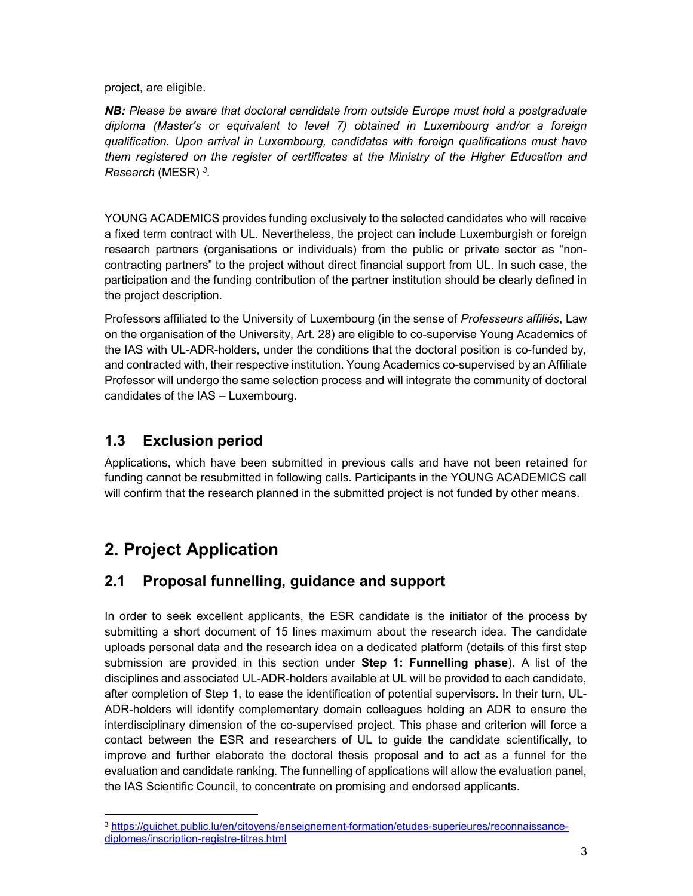project, are eligible.

***NB:** Please be aware that doctoral candidate from outside Europe must hold a postgraduate diploma (Master's or equivalent to level 7) obtained in Luxembourg and/or a foreign qualification. Upon arrival in Luxembourg, candidates with foreign qualifications must have them registered on the register of certificates at the Ministry of the Higher Education and Research* (MESR) [3].

YOUNG ACADEMICS provides funding exclusively to the selected candidates who will receive a fixed term contract with UL. Nevertheless, the project can include Luxemburgish or foreign research partners (organisations or individuals) from the public or private sector as "non-contracting partners" to the project without direct financial support from UL. In such case, the participation and the funding contribution of the partner institution should be clearly defined in the project description.

Professors affiliated to the University of Luxembourg (in the sense of *Professeurs affiliés*, Law on the organisation of the University, Art. 28) are eligible to co-supervise Young Academics of the IAS with UL-ADR-holders, under the conditions that the doctoral position is co-funded by, and contracted with, their respective institution. Young Academics co-supervised by an Affiliate Professor will undergo the same selection process and will integrate the community of doctoral candidates of the IAS – Luxembourg.

## 1.3 Exclusion period

Applications, which have been submitted in previous calls and have not been retained for funding cannot be resubmitted in following calls. Participants in the YOUNG ACADEMICS call will confirm that the research planned in the submitted project is not funded by other means.

# 2. Project Application

## 2.1 Proposal funnelling, guidance and support

In order to seek excellent applicants, the ESR candidate is the initiator of the process by submitting a short document of 15 lines maximum about the research idea. The candidate uploads personal data and the research idea on a dedicated platform (details of this first step submission are provided in this section under **Step 1: Funnelling phase**). A list of the disciplines and associated UL-ADR-holders available at UL will be provided to each candidate, after completion of Step 1, to ease the identification of potential supervisors. In their turn, UL-ADR-holders will identify complementary domain colleagues holding an ADR to ensure the interdisciplinary dimension of the co-supervised project. This phase and criterion will force a contact between the ESR and researchers of UL to guide the candidate scientifically, to improve and further elaborate the doctoral thesis proposal and to act as a funnel for the evaluation and candidate ranking. The funnelling of applications will allow the evaluation panel, the IAS Scientific Council, to concentrate on promising and endorsed applicants.

[3] https://guichet.public.lu/en/citoyens/enseignement-formation/etudes-superieures/reconnaissance-diplomes/inscription-registre-titres.html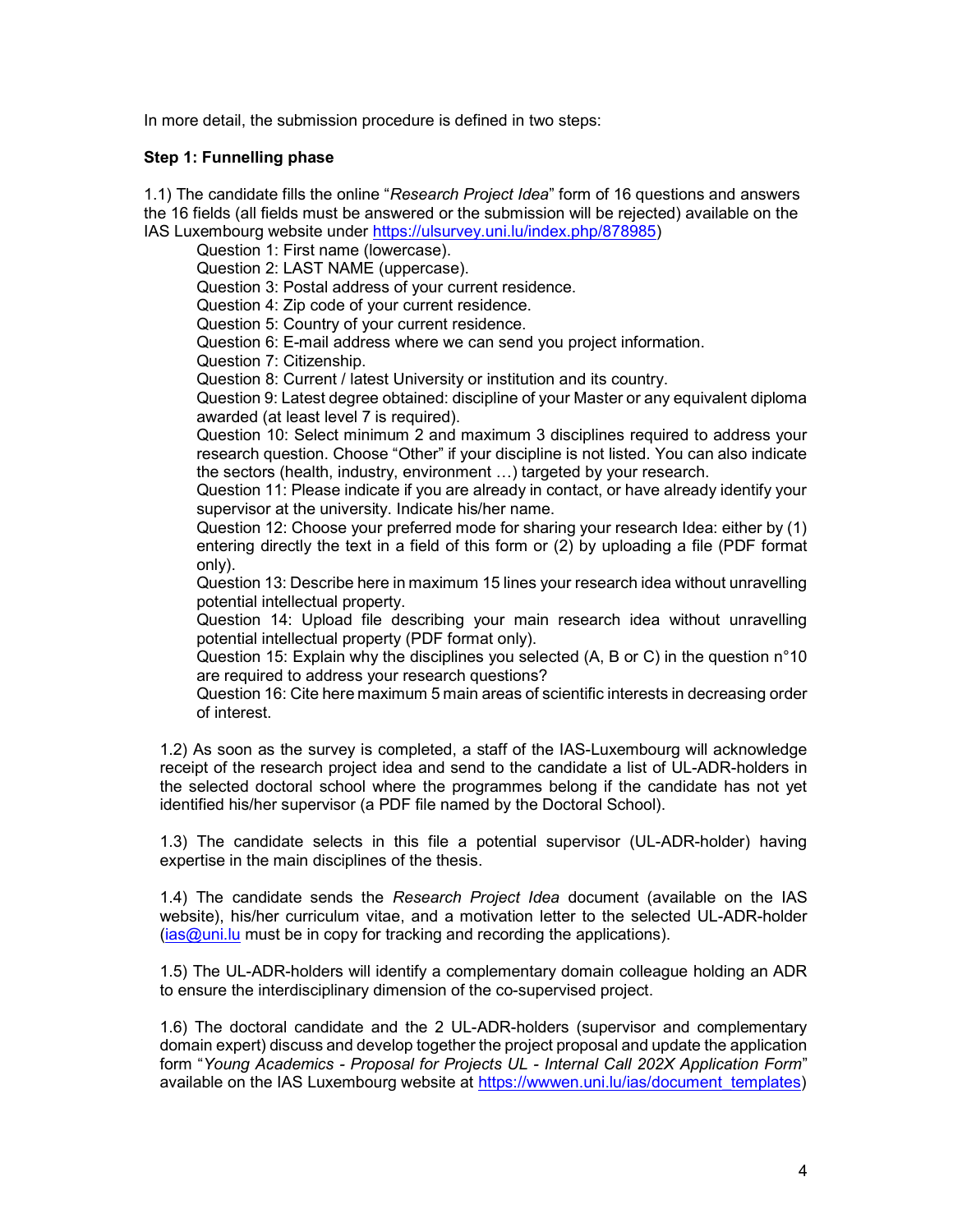In more detail, the submission procedure is defined in two steps:

**Step 1: Funnelling phase**

1.1) The candidate fills the online "*Research Project Idea*" form of 16 questions and answers the 16 fields (all fields must be answered or the submission will be rejected) available on the IAS Luxembourg website under https://ulsurvey.uni.lu/index.php/878985)

- Question 1: First name (lowercase).
- Question 2: LAST NAME (uppercase).
- Question 3: Postal address of your current residence.
- Question 4: Zip code of your current residence.
- Question 5: Country of your current residence.
- Question 6: E-mail address where we can send you project information.
- Question 7: Citizenship.
- Question 8: Current / latest University or institution and its country.
- Question 9: Latest degree obtained: discipline of your Master or any equivalent diploma awarded (at least level 7 is required).
- Question 10: Select minimum 2 and maximum 3 disciplines required to address your research question. Choose "Other" if your discipline is not listed. You can also indicate the sectors (health, industry, environment …) targeted by your research.
- Question 11: Please indicate if you are already in contact, or have already identify your supervisor at the university. Indicate his/her name.
- Question 12: Choose your preferred mode for sharing your research Idea: either by (1) entering directly the text in a field of this form or (2) by uploading a file (PDF format only).
- Question 13: Describe here in maximum 15 lines your research idea without unravelling potential intellectual property.
- Question 14: Upload file describing your main research idea without unravelling potential intellectual property (PDF format only).
- Question 15: Explain why the disciplines you selected (A, B or C) in the question n°10 are required to address your research questions?
- Question 16: Cite here maximum 5 main areas of scientific interests in decreasing order of interest.

1.2) As soon as the survey is completed, a staff of the IAS-Luxembourg will acknowledge receipt of the research project idea and send to the candidate a list of UL-ADR-holders in the selected doctoral school where the programmes belong if the candidate has not yet identified his/her supervisor (a PDF file named by the Doctoral School).

1.3) The candidate selects in this file a potential supervisor (UL-ADR-holder) having expertise in the main disciplines of the thesis.

1.4) The candidate sends the *Research Project Idea* document (available on the IAS website), his/her curriculum vitae, and a motivation letter to the selected UL-ADR-holder (ias@uni.lu must be in copy for tracking and recording the applications).

1.5) The UL-ADR-holders will identify a complementary domain colleague holding an ADR to ensure the interdisciplinary dimension of the co-supervised project.

1.6) The doctoral candidate and the 2 UL-ADR-holders (supervisor and complementary domain expert) discuss and develop together the project proposal and update the application form "*Young Academics - Proposal for Projects UL - Internal Call 202X Application Form*" available on the IAS Luxembourg website at https://wwwen.uni.lu/ias/document_templates)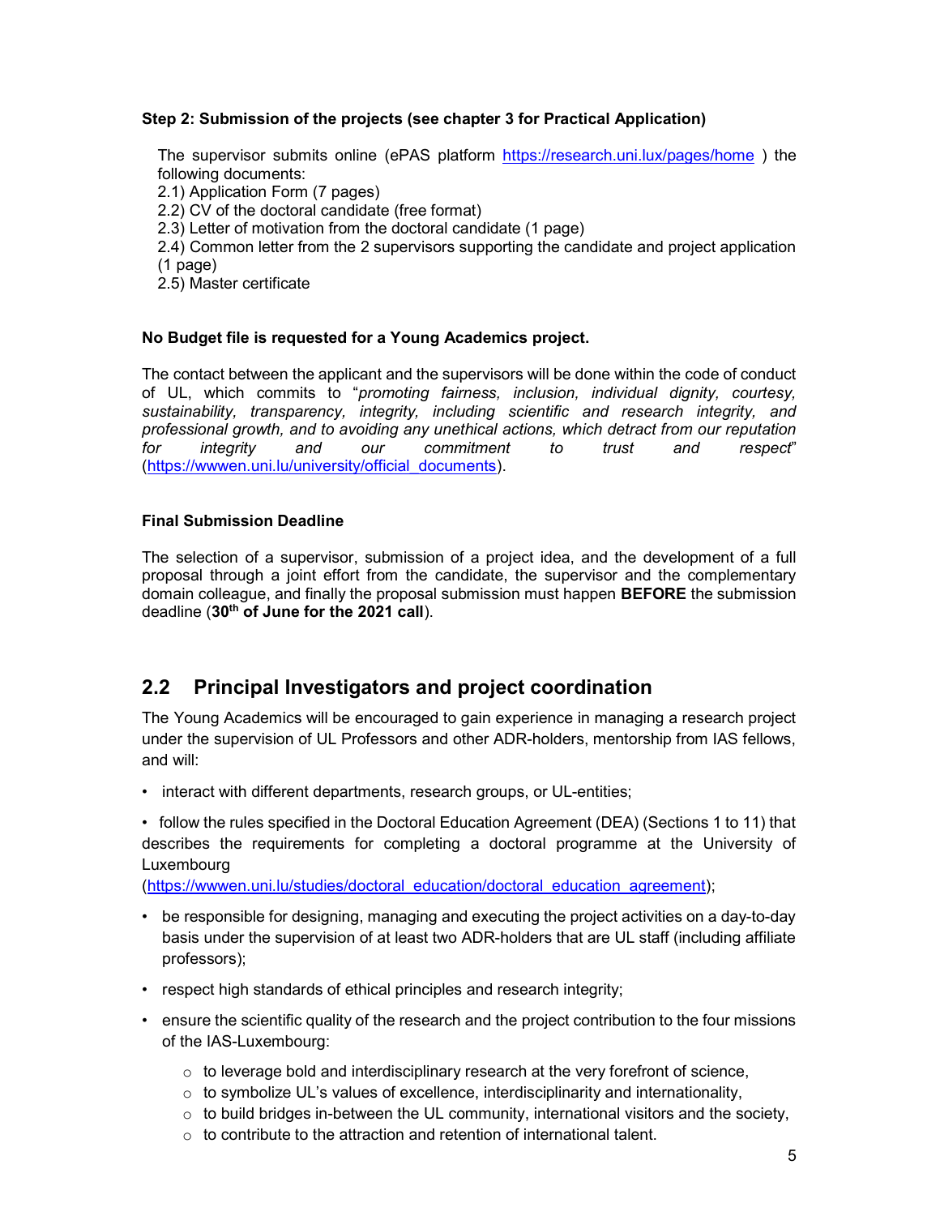**Step 2: Submission of the projects (see chapter 3 for Practical Application)**

The supervisor submits online (ePAS platform https://research.uni.lux/pages/home ) the following documents:
2.1) Application Form (7 pages)
2.2) CV of the doctoral candidate (free format)
2.3) Letter of motivation from the doctoral candidate (1 page)
2.4) Common letter from the 2 supervisors supporting the candidate and project application (1 page)
2.5) Master certificate

**No Budget file is requested for a Young Academics project.**

The contact between the applicant and the supervisors will be done within the code of conduct of UL, which commits to "*promoting fairness, inclusion, individual dignity, courtesy, sustainability, transparency, integrity, including scientific and research integrity, and professional growth, and to avoiding any unethical actions, which detract from our reputation for integrity and our commitment to trust and respect*" (https://wwwen.uni.lu/university/official_documents).

**Final Submission Deadline**

The selection of a supervisor, submission of a project idea, and the development of a full proposal through a joint effort from the candidate, the supervisor and the complementary domain colleague, and finally the proposal submission must happen **BEFORE** the submission deadline (**30th of June for the 2021 call**).

## 2.2 Principal Investigators and project coordination

The Young Academics will be encouraged to gain experience in managing a research project under the supervision of UL Professors and other ADR-holders, mentorship from IAS fellows, and will:

- interact with different departments, research groups, or UL-entities;
- follow the rules specified in the Doctoral Education Agreement (DEA) (Sections 1 to 11) that describes the requirements for completing a doctoral programme at the University of Luxembourg (https://wwwen.uni.lu/studies/doctoral_education/doctoral_education_agreement);
- be responsible for designing, managing and executing the project activities on a day-to-day basis under the supervision of at least two ADR-holders that are UL staff (including affiliate professors);
- respect high standards of ethical principles and research integrity;
- ensure the scientific quality of the research and the project contribution to the four missions of the IAS-Luxembourg:
  - to leverage bold and interdisciplinary research at the very forefront of science,
  - to symbolize UL's values of excellence, interdisciplinarity and internationality,
  - to build bridges in-between the UL community, international visitors and the society,
  - to contribute to the attraction and retention of international talent.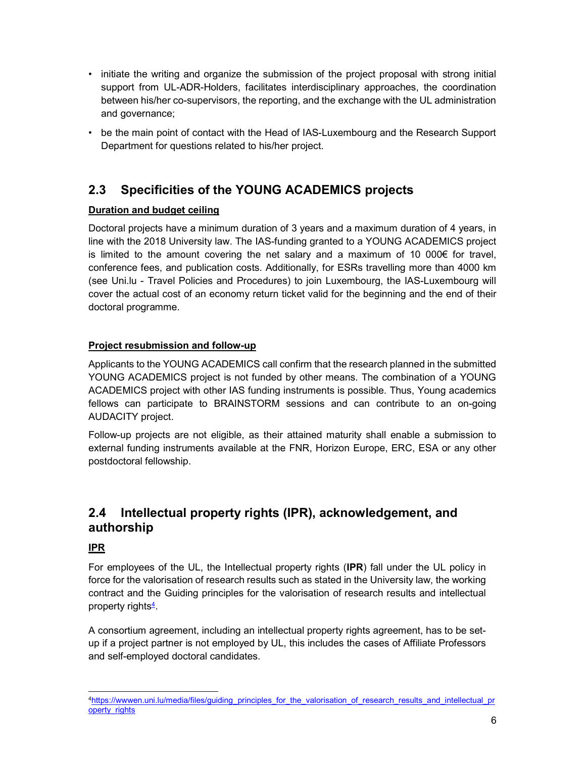- initiate the writing and organize the submission of the project proposal with strong initial support from UL-ADR-Holders, facilitates interdisciplinary approaches, the coordination between his/her co-supervisors, the reporting, and the exchange with the UL administration and governance;
- be the main point of contact with the Head of IAS-Luxembourg and the Research Support Department for questions related to his/her project.

## 2.3 Specificities of the YOUNG ACADEMICS projects

**Duration and budget ceiling**

Doctoral projects have a minimum duration of 3 years and a maximum duration of 4 years, in line with the 2018 University law. The IAS-funding granted to a YOUNG ACADEMICS project is limited to the amount covering the net salary and a maximum of 10 000€ for travel, conference fees, and publication costs. Additionally, for ESRs travelling more than 4000 km (see Uni.lu - Travel Policies and Procedures) to join Luxembourg, the IAS-Luxembourg will cover the actual cost of an economy return ticket valid for the beginning and the end of their doctoral programme.

**Project resubmission and follow-up**

Applicants to the YOUNG ACADEMICS call confirm that the research planned in the submitted YOUNG ACADEMICS project is not funded by other means. The combination of a YOUNG ACADEMICS project with other IAS funding instruments is possible. Thus, Young academics fellows can participate to BRAINSTORM sessions and can contribute to an on-going AUDACITY project.

Follow-up projects are not eligible, as their attained maturity shall enable a submission to external funding instruments available at the FNR, Horizon Europe, ERC, ESA or any other postdoctoral fellowship.

## 2.4 Intellectual property rights (IPR), acknowledgement, and authorship

**IPR**

For employees of the UL, the Intellectual property rights (**IPR**) fall under the UL policy in force for the valorisation of research results such as stated in the University law, the working contract and the Guiding principles for the valorisation of research results and intellectual property rights[4].

A consortium agreement, including an intellectual property rights agreement, has to be set-up if a project partner is not employed by UL, this includes the cases of Affiliate Professors and self-employed doctoral candidates.

[4] https://wwwen.uni.lu/media/files/guiding_principles_for_the_valorisation_of_research_results_and_intellectual_property_rights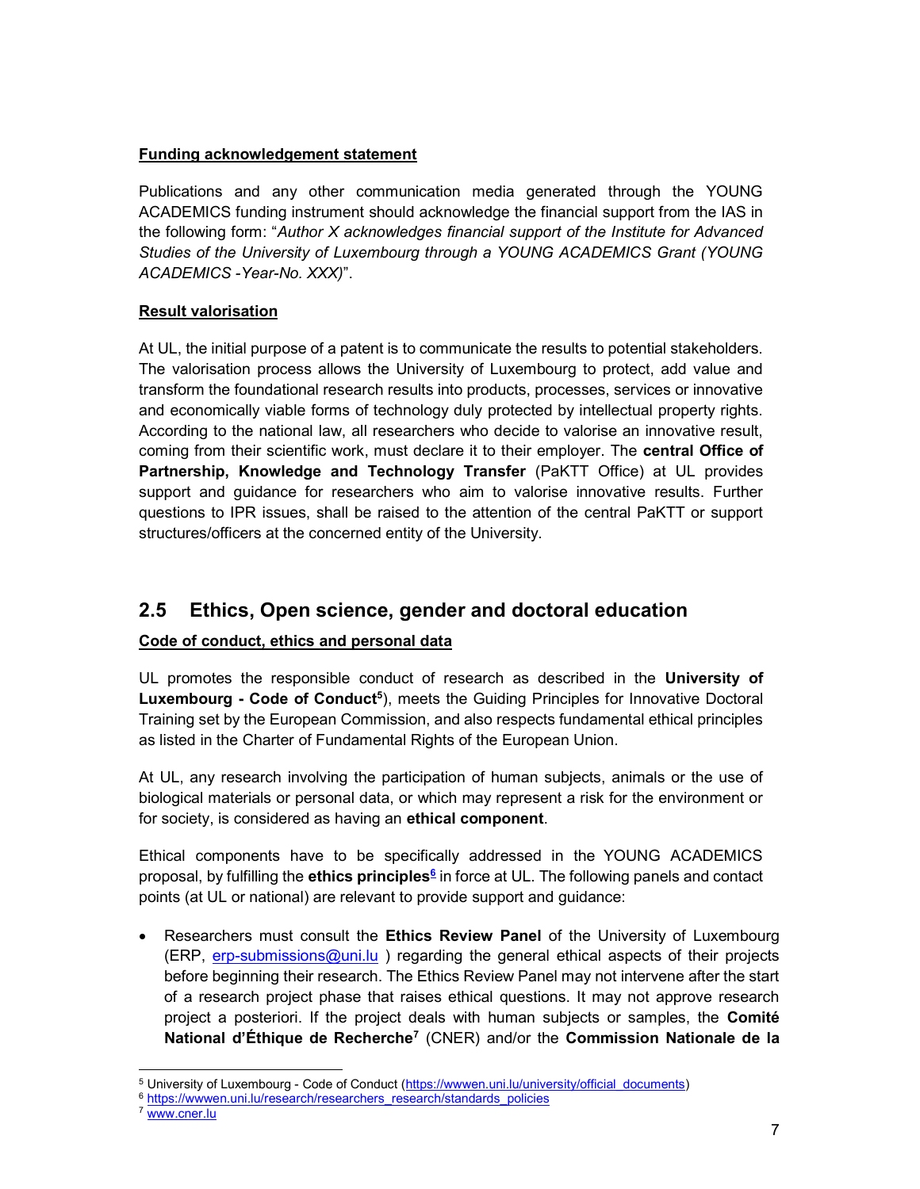**Funding acknowledgement statement**

Publications and any other communication media generated through the YOUNG ACADEMICS funding instrument should acknowledge the financial support from the IAS in the following form: "*Author X acknowledges financial support of the Institute for Advanced Studies of the University of Luxembourg through a YOUNG ACADEMICS Grant (YOUNG ACADEMICS -Year-No. XXX)*".

**Result valorisation**

At UL, the initial purpose of a patent is to communicate the results to potential stakeholders. The valorisation process allows the University of Luxembourg to protect, add value and transform the foundational research results into products, processes, services or innovative and economically viable forms of technology duly protected by intellectual property rights. According to the national law, all researchers who decide to valorise an innovative result, coming from their scientific work, must declare it to their employer. The **central Office of Partnership, Knowledge and Technology Transfer** (PaKTT Office) at UL provides support and guidance for researchers who aim to valorise innovative results. Further questions to IPR issues, shall be raised to the attention of the central PaKTT or support structures/officers at the concerned entity of the University.

## 2.5 Ethics, Open science, gender and doctoral education

**Code of conduct, ethics and personal data**

UL promotes the responsible conduct of research as described in the **University of Luxembourg - Code of Conduct**[5]), meets the Guiding Principles for Innovative Doctoral Training set by the European Commission, and also respects fundamental ethical principles as listed in the Charter of Fundamental Rights of the European Union.

At UL, any research involving the participation of human subjects, animals or the use of biological materials or personal data, or which may represent a risk for the environment or for society, is considered as having an **ethical component**.

Ethical components have to be specifically addressed in the YOUNG ACADEMICS proposal, by fulfilling the **ethics principles**[6] in force at UL. The following panels and contact points (at UL or national) are relevant to provide support and guidance:

- Researchers must consult the **Ethics Review Panel** of the University of Luxembourg (ERP, erp-submissions@uni.lu ) regarding the general ethical aspects of their projects before beginning their research. The Ethics Review Panel may not intervene after the start of a research project phase that raises ethical questions. It may not approve research project a posteriori. If the project deals with human subjects or samples, the **Comité National d'Éthique de Recherche**[7] (CNER) and/or the **Commission Nationale de la**

[5] University of Luxembourg - Code of Conduct (https://wwwen.uni.lu/university/official_documents)

[6] https://wwwen.uni.lu/research/researchers_research/standards_policies

[7] www.cner.lu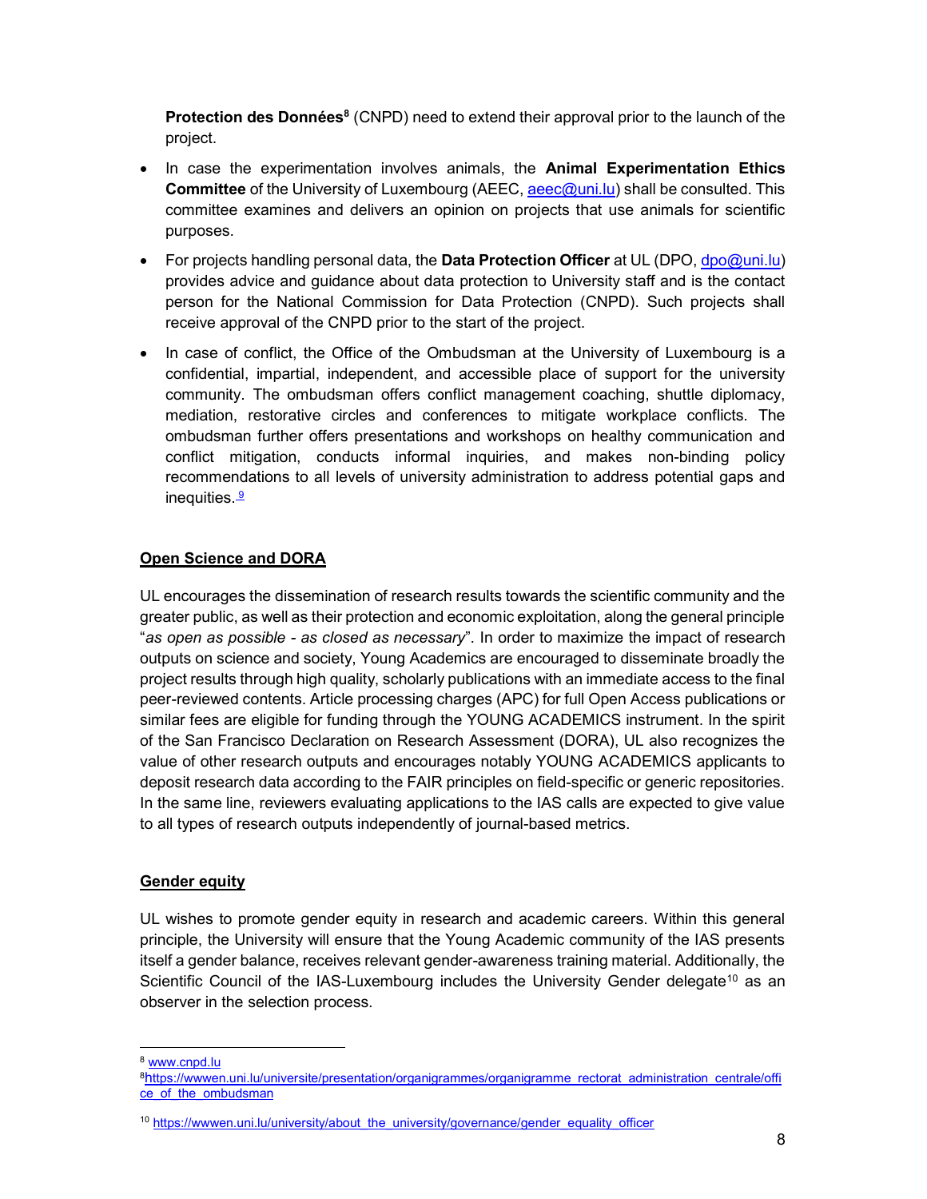**Protection des Données**[8] (CNPD) need to extend their approval prior to the launch of the project.

- In case the experimentation involves animals, the **Animal Experimentation Ethics Committee** of the University of Luxembourg (AEEC, aeec@uni.lu) shall be consulted. This committee examines and delivers an opinion on projects that use animals for scientific purposes.
- For projects handling personal data, the **Data Protection Officer** at UL (DPO, dpo@uni.lu) provides advice and guidance about data protection to University staff and is the contact person for the National Commission for Data Protection (CNPD). Such projects shall receive approval of the CNPD prior to the start of the project.
- In case of conflict, the Office of the Ombudsman at the University of Luxembourg is a confidential, impartial, independent, and accessible place of support for the university community. The ombudsman offers conflict management coaching, shuttle diplomacy, mediation, restorative circles and conferences to mitigate workplace conflicts. The ombudsman further offers presentations and workshops on healthy communication and conflict mitigation, conducts informal inquiries, and makes non-binding policy recommendations to all levels of university administration to address potential gaps and inequities.[9]

## Open Science and DORA

UL encourages the dissemination of research results towards the scientific community and the greater public, as well as their protection and economic exploitation, along the general principle "*as open as possible - as closed as necessary*". In order to maximize the impact of research outputs on science and society, Young Academics are encouraged to disseminate broadly the project results through high quality, scholarly publications with an immediate access to the final peer-reviewed contents. Article processing charges (APC) for full Open Access publications or similar fees are eligible for funding through the YOUNG ACADEMICS instrument. In the spirit of the San Francisco Declaration on Research Assessment (DORA), UL also recognizes the value of other research outputs and encourages notably YOUNG ACADEMICS applicants to deposit research data according to the FAIR principles on field-specific or generic repositories. In the same line, reviewers evaluating applications to the IAS calls are expected to give value to all types of research outputs independently of journal-based metrics.

## Gender equity

UL wishes to promote gender equity in research and academic careers. Within this general principle, the University will ensure that the Young Academic community of the IAS presents itself a gender balance, receives relevant gender-awareness training material. Additionally, the Scientific Council of the IAS-Luxembourg includes the University Gender delegate[10] as an observer in the selection process.

---

[8] www.cnpd.lu

[8]https://wwwen.uni.lu/universite/presentation/organigrammes/organigramme_rectorat_administration_centrale/office_of_the_ombudsman

[10] https://wwwen.uni.lu/university/about_the_university/governance/gender_equality_officer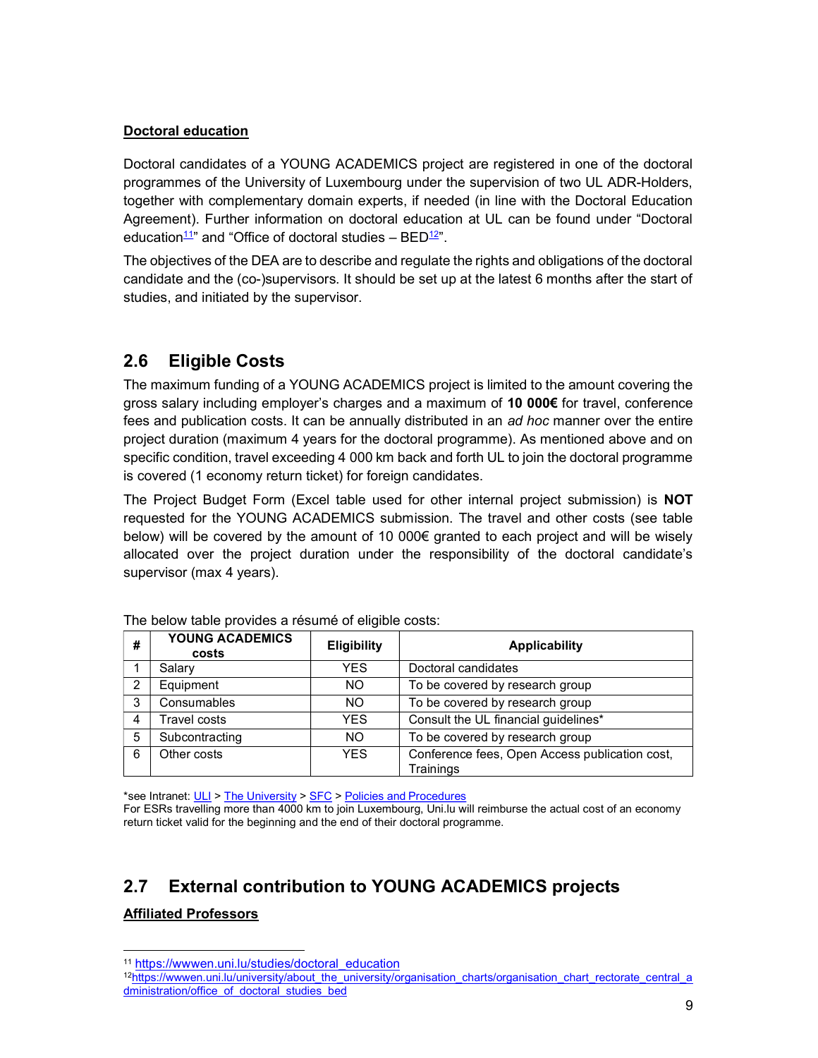**<u>Doctoral education</u>**

Doctoral candidates of a YOUNG ACADEMICS project are registered in one of the doctoral programmes of the University of Luxembourg under the supervision of two UL ADR-Holders, together with complementary domain experts, if needed (in line with the Doctoral Education Agreement). Further information on doctoral education at UL can be found under "Doctoral education[11]" and "Office of doctoral studies – BED[12]".

The objectives of the DEA are to describe and regulate the rights and obligations of the doctoral candidate and the (co-)supervisors. It should be set up at the latest 6 months after the start of studies, and initiated by the supervisor.

## 2.6 Eligible Costs

The maximum funding of a YOUNG ACADEMICS project is limited to the amount covering the gross salary including employer's charges and a maximum of **10 000€** for travel, conference fees and publication costs. It can be annually distributed in an *ad hoc* manner over the entire project duration (maximum 4 years for the doctoral programme). As mentioned above and on specific condition, travel exceeding 4 000 km back and forth UL to join the doctoral programme is covered (1 economy return ticket) for foreign candidates.

The Project Budget Form (Excel table used for other internal project submission) is **NOT** requested for the YOUNG ACADEMICS submission. The travel and other costs (see table below) will be covered by the amount of 10 000€ granted to each project and will be wisely allocated over the project duration under the responsibility of the doctoral candidate's supervisor (max 4 years).

The below table provides a résumé of eligible costs:

| # | YOUNG ACADEMICS costs | Eligibility | Applicability |
|---|---|---|---|
| 1 | Salary | YES | Doctoral candidates |
| 2 | Equipment | NO | To be covered by research group |
| 3 | Consumables | NO | To be covered by research group |
| 4 | Travel costs | YES | Consult the UL financial guidelines* |
| 5 | Subcontracting | NO | To be covered by research group |
| 6 | Other costs | YES | Conference fees, Open Access publication cost, Trainings |

*see Intranet: ULI > The University > SFC > Policies and Procedures
For ESRs travelling more than 4000 km to join Luxembourg, Uni.lu will reimburse the actual cost of an economy return ticket valid for the beginning and the end of their doctoral programme.

## 2.7 External contribution to YOUNG ACADEMICS projects

**<u>Affiliated Professors</u>**

[11] https://wwwen.uni.lu/studies/doctoral_education
[12] https://wwwen.uni.lu/university/about_the_university/organisation_charts/organisation_chart_rectorate_central_administration/office_of_doctoral_studies_bed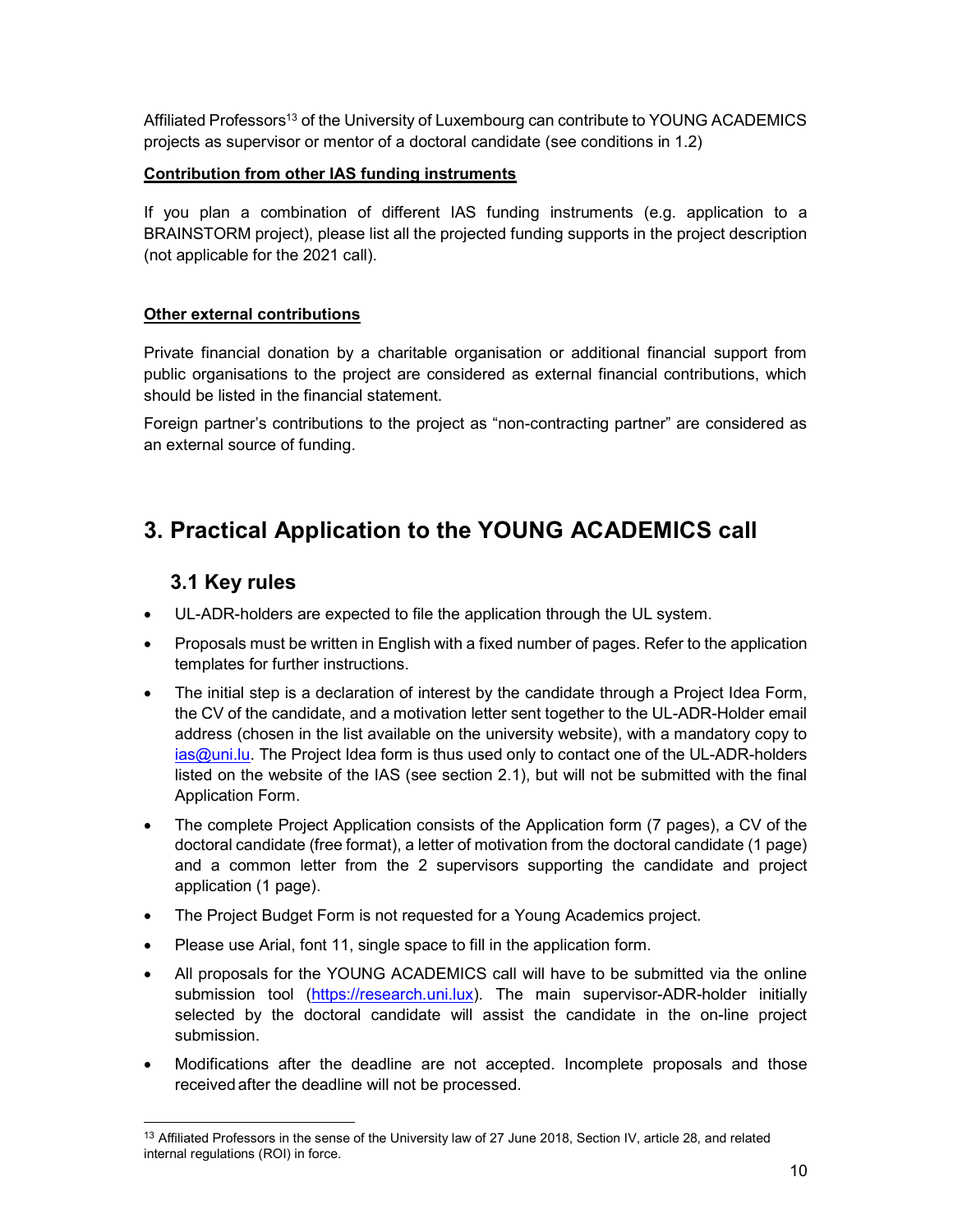Affiliated Professors[13] of the University of Luxembourg can contribute to YOUNG ACADEMICS projects as supervisor or mentor of a doctoral candidate (see conditions in 1.2)

**Contribution from other IAS funding instruments**

If you plan a combination of different IAS funding instruments (e.g. application to a BRAINSTORM project), please list all the projected funding supports in the project description (not applicable for the 2021 call).

**Other external contributions**

Private financial donation by a charitable organisation or additional financial support from public organisations to the project are considered as external financial contributions, which should be listed in the financial statement.

Foreign partner's contributions to the project as "non-contracting partner" are considered as an external source of funding.

# 3. Practical Application to the YOUNG ACADEMICS call

## 3.1 Key rules

- UL-ADR-holders are expected to file the application through the UL system.
- Proposals must be written in English with a fixed number of pages. Refer to the application templates for further instructions.
- The initial step is a declaration of interest by the candidate through a Project Idea Form, the CV of the candidate, and a motivation letter sent together to the UL-ADR-Holder email address (chosen in the list available on the university website), with a mandatory copy to ias@uni.lu. The Project Idea form is thus used only to contact one of the UL-ADR-holders listed on the website of the IAS (see section 2.1), but will not be submitted with the final Application Form.
- The complete Project Application consists of the Application form (7 pages), a CV of the doctoral candidate (free format), a letter of motivation from the doctoral candidate (1 page) and a common letter from the 2 supervisors supporting the candidate and project application (1 page).
- The Project Budget Form is not requested for a Young Academics project.
- Please use Arial, font 11, single space to fill in the application form.
- All proposals for the YOUNG ACADEMICS call will have to be submitted via the online submission tool (https://research.uni.lux). The main supervisor-ADR-holder initially selected by the doctoral candidate will assist the candidate in the on-line project submission.
- Modifications after the deadline are not accepted. Incomplete proposals and those received after the deadline will not be processed.

[13] Affiliated Professors in the sense of the University law of 27 June 2018, Section IV, article 28, and related internal regulations (ROI) in force.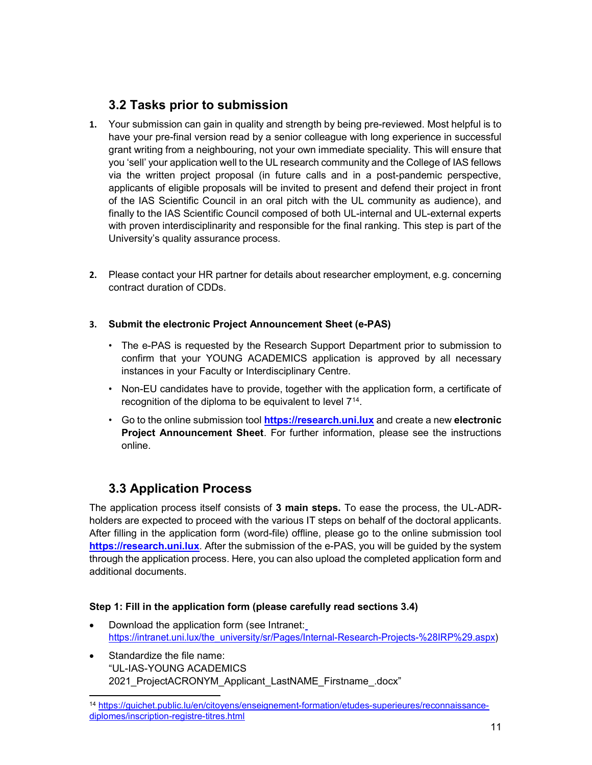## 3.2 Tasks prior to submission

1. Your submission can gain in quality and strength by being pre-reviewed. Most helpful is to have your pre-final version read by a senior colleague with long experience in successful grant writing from a neighbouring, not your own immediate speciality. This will ensure that you 'sell' your application well to the UL research community and the College of IAS fellows via the written project proposal (in future calls and in a post-pandemic perspective, applicants of eligible proposals will be invited to present and defend their project in front of the IAS Scientific Council in an oral pitch with the UL community as audience), and finally to the IAS Scientific Council composed of both UL-internal and UL-external experts with proven interdisciplinarity and responsible for the final ranking. This step is part of the University's quality assurance process.

2. Please contact your HR partner for details about researcher employment, e.g. concerning contract duration of CDDs.

3. **Submit the electronic Project Announcement Sheet (e-PAS)**

    - The e-PAS is requested by the Research Support Department prior to submission to confirm that your YOUNG ACADEMICS application is approved by all necessary instances in your Faculty or Interdisciplinary Centre.
    - Non-EU candidates have to provide, together with the application form, a certificate of recognition of the diploma to be equivalent to level 7[14].
    - Go to the online submission tool **https://research.uni.lux** and create a new **electronic Project Announcement Sheet**. For further information, please see the instructions online.

## 3.3 Application Process

The application process itself consists of **3 main steps.** To ease the process, the UL-ADR-holders are expected to proceed with the various IT steps on behalf of the doctoral applicants. After filling in the application form (word-file) offline, please go to the online submission tool **https://research.uni.lux**. After the submission of the e-PAS, you will be guided by the system through the application process. Here, you can also upload the completed application form and additional documents.

**Step 1: Fill in the application form (please carefully read sections 3.4)**

- Download the application form (see Intranet: https://intranet.uni.lux/the_university/sr/Pages/Internal-Research-Projects-%28IRP%29.aspx)
- Standardize the file name:
  "UL-IAS-YOUNG ACADEMICS 2021_ProjectACRONYM_Applicant_LastNAME_Firstname_.docx"

[14] https://guichet.public.lu/en/citoyens/enseignement-formation/etudes-superieures/reconnaissance-diplomes/inscription-registre-titres.html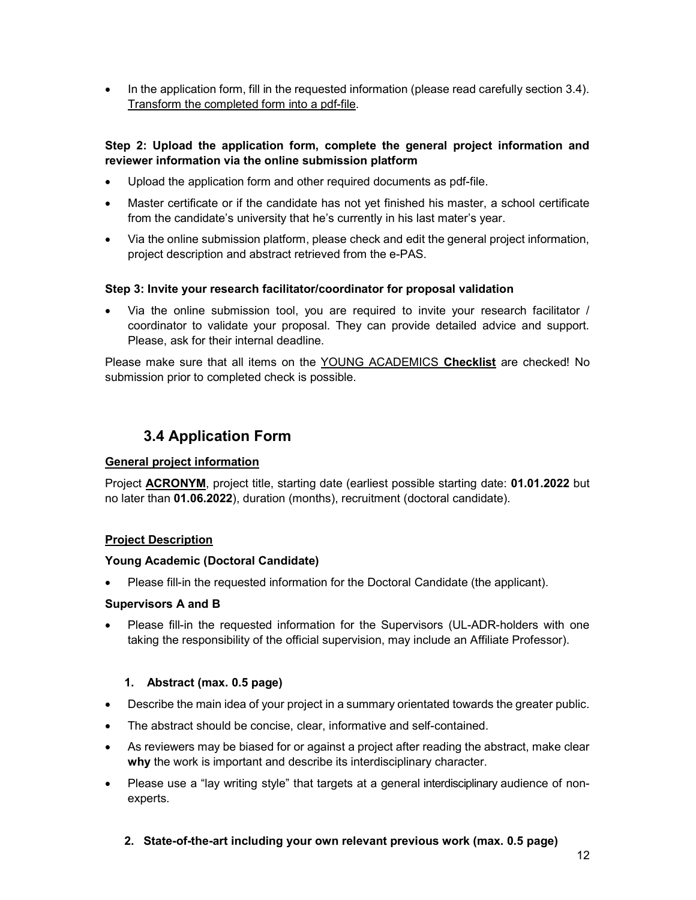- In the application form, fill in the requested information (please read carefully section 3.4). Transform the completed form into a pdf-file.

**Step 2: Upload the application form, complete the general project information and reviewer information via the online submission platform**

- Upload the application form and other required documents as pdf-file.
- Master certificate or if the candidate has not yet finished his master, a school certificate from the candidate's university that he's currently in his last mater's year.
- Via the online submission platform, please check and edit the general project information, project description and abstract retrieved from the e-PAS.

**Step 3: Invite your research facilitator/coordinator for proposal validation**

- Via the online submission tool, you are required to invite your research facilitator / coordinator to validate your proposal. They can provide detailed advice and support. Please, ask for their internal deadline.

Please make sure that all items on the YOUNG ACADEMICS **Checklist** are checked! No submission prior to completed check is possible.

## 3.4 Application Form

**General project information**

Project **ACRONYM**, project title, starting date (earliest possible starting date: **01.01.2022** but no later than **01.06.2022**), duration (months), recruitment (doctoral candidate).

**Project Description**

**Young Academic (Doctoral Candidate)**

- Please fill-in the requested information for the Doctoral Candidate (the applicant).

**Supervisors A and B**

- Please fill-in the requested information for the Supervisors (UL-ADR-holders with one taking the responsibility of the official supervision, may include an Affiliate Professor).

**1. Abstract (max. 0.5 page)**

- Describe the main idea of your project in a summary orientated towards the greater public.
- The abstract should be concise, clear, informative and self-contained.
- As reviewers may be biased for or against a project after reading the abstract, make clear **why** the work is important and describe its interdisciplinary character.
- Please use a "lay writing style" that targets at a general interdisciplinary audience of non-experts.

**2. State-of-the-art including your own relevant previous work (max. 0.5 page)**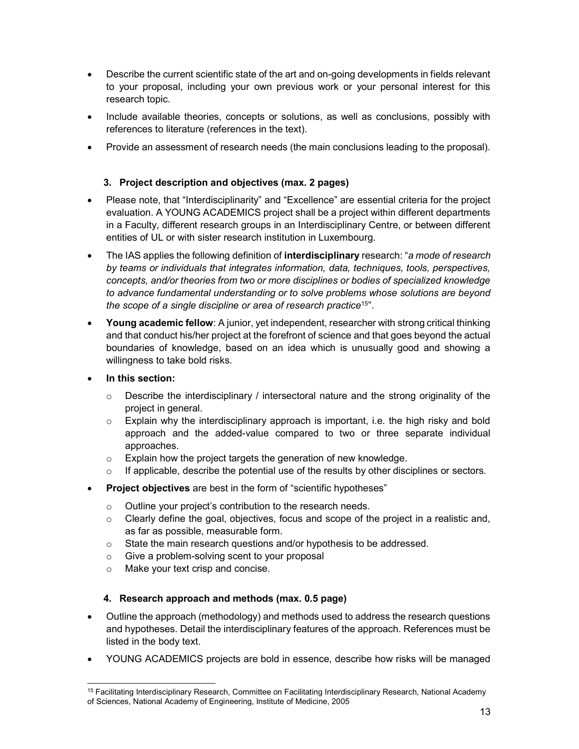- Describe the current scientific state of the art and on-going developments in fields relevant to your proposal, including your own previous work or your personal interest for this research topic.
- Include available theories, concepts or solutions, as well as conclusions, possibly with references to literature (references in the text).
- Provide an assessment of research needs (the main conclusions leading to the proposal).

### 3. Project description and objectives (max. 2 pages)

- Please note, that "Interdisciplinarity" and "Excellence" are essential criteria for the project evaluation. A YOUNG ACADEMICS project shall be a project within different departments in a Faculty, different research groups in an Interdisciplinary Centre, or between different entities of UL or with sister research institution in Luxembourg.
- The IAS applies the following definition of **interdisciplinary** research: "*a mode of research by teams or individuals that integrates information, data, techniques, tools, perspectives, concepts, and/or theories from two or more disciplines or bodies of specialized knowledge to advance fundamental understanding or to solve problems whose solutions are beyond the scope of a single discipline or area of research practice*[15]".
- **Young academic fellow**: A junior, yet independent, researcher with strong critical thinking and that conduct his/her project at the forefront of science and that goes beyond the actual boundaries of knowledge, based on an idea which is unusually good and showing a willingness to take bold risks.
- **In this section:**
  - Describe the interdisciplinary / intersectoral nature and the strong originality of the project in general.
  - Explain why the interdisciplinary approach is important, i.e. the high risky and bold approach and the added-value compared to two or three separate individual approaches.
  - Explain how the project targets the generation of new knowledge.
  - If applicable, describe the potential use of the results by other disciplines or sectors.
- **Project objectives** are best in the form of "scientific hypotheses"
  - Outline your project's contribution to the research needs.
  - Clearly define the goal, objectives, focus and scope of the project in a realistic and, as far as possible, measurable form.
  - State the main research questions and/or hypothesis to be addressed.
  - Give a problem-solving scent to your proposal
  - Make your text crisp and concise.

### 4. Research approach and methods (max. 0.5 page)

- Outline the approach (methodology) and methods used to address the research questions and hypotheses. Detail the interdisciplinary features of the approach. References must be listed in the body text.
- YOUNG ACADEMICS projects are bold in essence, describe how risks will be managed

---

[15] Facilitating Interdisciplinary Research, Committee on Facilitating Interdisciplinary Research, National Academy of Sciences, National Academy of Engineering, Institute of Medicine, 2005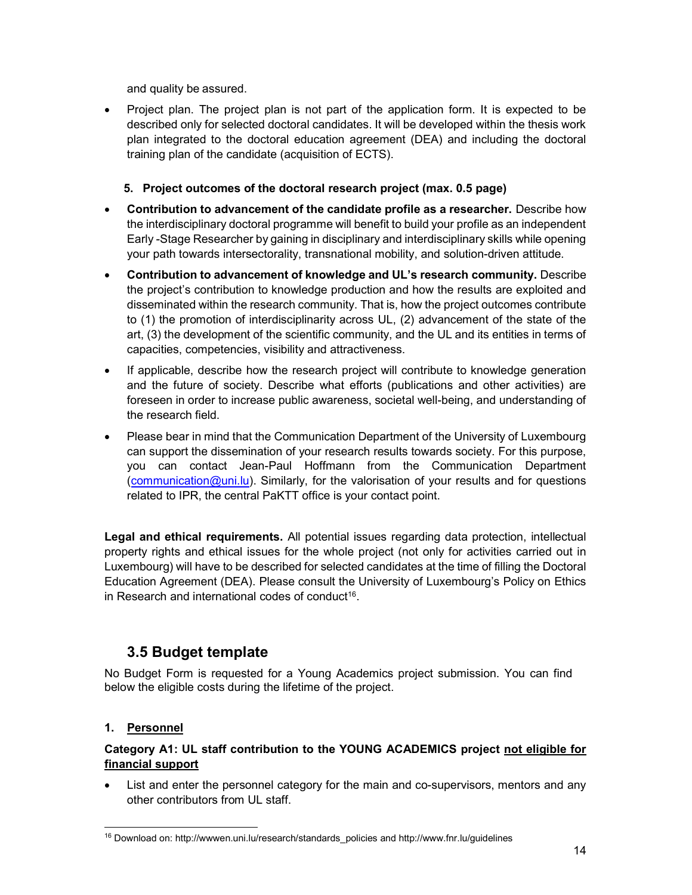and quality be assured.

- Project plan. The project plan is not part of the application form. It is expected to be described only for selected doctoral candidates. It will be developed within the thesis work plan integrated to the doctoral education agreement (DEA) and including the doctoral training plan of the candidate (acquisition of ECTS).

**5. Project outcomes of the doctoral research project (max. 0.5 page)**

- **Contribution to advancement of the candidate profile as a researcher.** Describe how the interdisciplinary doctoral programme will benefit to build your profile as an independent Early -Stage Researcher by gaining in disciplinary and interdisciplinary skills while opening your path towards intersectorality, transnational mobility, and solution-driven attitude.
- **Contribution to advancement of knowledge and UL's research community.** Describe the project's contribution to knowledge production and how the results are exploited and disseminated within the research community. That is, how the project outcomes contribute to (1) the promotion of interdisciplinarity across UL, (2) advancement of the state of the art, (3) the development of the scientific community, and the UL and its entities in terms of capacities, competencies, visibility and attractiveness.
- If applicable, describe how the research project will contribute to knowledge generation and the future of society. Describe what efforts (publications and other activities) are foreseen in order to increase public awareness, societal well-being, and understanding of the research field.
- Please bear in mind that the Communication Department of the University of Luxembourg can support the dissemination of your research results towards society. For this purpose, you can contact Jean-Paul Hoffmann from the Communication Department ([communication@uni.lu](mailto:communication@uni.lu)). Similarly, for the valorisation of your results and for questions related to IPR, the central PaKTT office is your contact point.

**Legal and ethical requirements.** All potential issues regarding data protection, intellectual property rights and ethical issues for the whole project (not only for activities carried out in Luxembourg) will have to be described for selected candidates at the time of filling the Doctoral Education Agreement (DEA). Please consult the University of Luxembourg's Policy on Ethics in Research and international codes of conduct[16].

## 3.5 Budget template

No Budget Form is requested for a Young Academics project submission. You can find below the eligible costs during the lifetime of the project.

**1. <u>Personnel</u>**

**Category A1: UL staff contribution to the YOUNG ACADEMICS project <u>not eligible for financial support</u>**

- List and enter the personnel category for the main and co-supervisors, mentors and any other contributors from UL staff.

[16] Download on: http://wwwen.uni.lu/research/standards_policies and http://www.fnr.lu/guidelines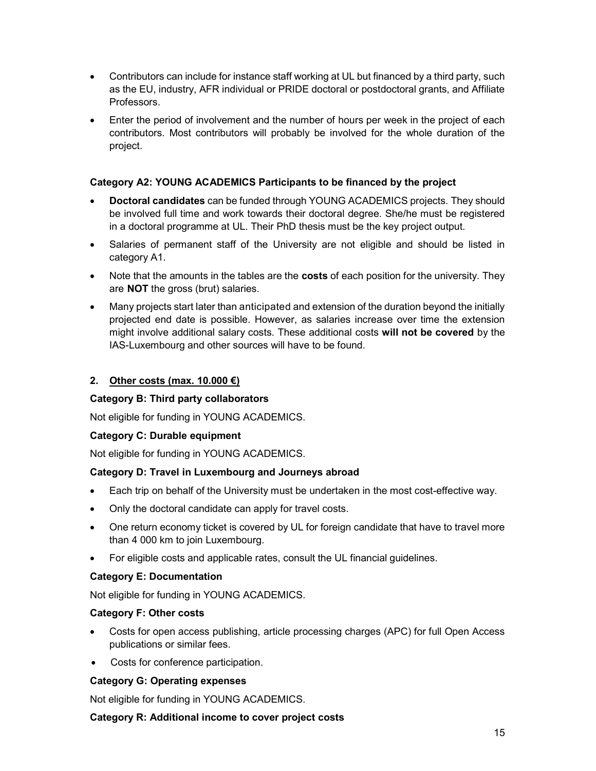- Contributors can include for instance staff working at UL but financed by a third party, such as the EU, industry, AFR individual or PRIDE doctoral or postdoctoral grants, and Affiliate Professors.
- Enter the period of involvement and the number of hours per week in the project of each contributors. Most contributors will probably be involved for the whole duration of the project.

**Category A2: YOUNG ACADEMICS Participants to be financed by the project**

- **Doctoral candidates** can be funded through YOUNG ACADEMICS projects. They should be involved full time and work towards their doctoral degree. She/he must be registered in a doctoral programme at UL. Their PhD thesis must be the key project output.
- Salaries of permanent staff of the University are not eligible and should be listed in category A1.
- Note that the amounts in the tables are the **costs** of each position for the university. They are **NOT** the gross (brut) salaries.
- Many projects start later than anticipated and extension of the duration beyond the initially projected end date is possible. However, as salaries increase over time the extension might involve additional salary costs. These additional costs **will not be covered** by the IAS-Luxembourg and other sources will have to be found.

**2. <u>Other costs (max. 10.000 €)</u>**

**Category B: Third party collaborators**

Not eligible for funding in YOUNG ACADEMICS.

**Category C: Durable equipment**

Not eligible for funding in YOUNG ACADEMICS.

**Category D: Travel in Luxembourg and Journeys abroad**

- Each trip on behalf of the University must be undertaken in the most cost-effective way.
- Only the doctoral candidate can apply for travel costs.
- One return economy ticket is covered by UL for foreign candidate that have to travel more than 4 000 km to join Luxembourg.
- For eligible costs and applicable rates, consult the UL financial guidelines.

**Category E: Documentation**

Not eligible for funding in YOUNG ACADEMICS.

**Category F: Other costs**

- Costs for open access publishing, article processing charges (APC) for full Open Access publications or similar fees.
- Costs for conference participation.

**Category G: Operating expenses**

Not eligible for funding in YOUNG ACADEMICS.

**Category R: Additional income to cover project costs**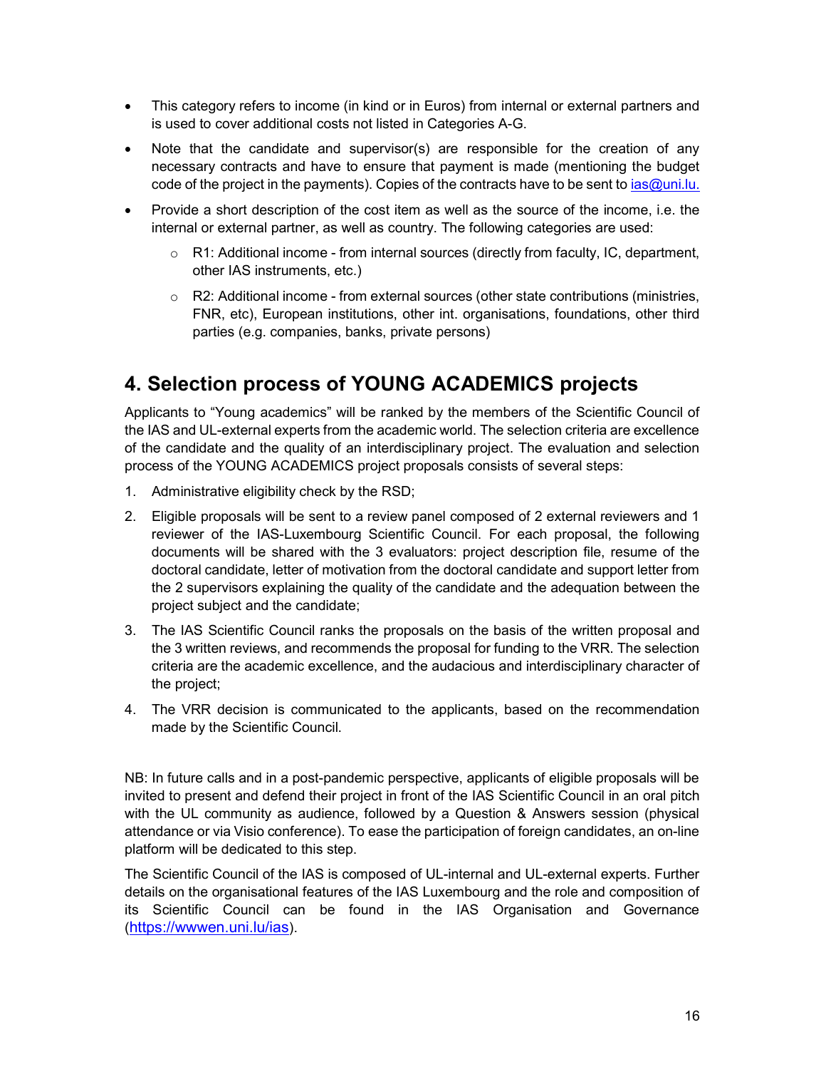- This category refers to income (in kind or in Euros) from internal or external partners and is used to cover additional costs not listed in Categories A-G.
- Note that the candidate and supervisor(s) are responsible for the creation of any necessary contracts and have to ensure that payment is made (mentioning the budget code of the project in the payments). Copies of the contracts have to be sent to ias@uni.lu.
- Provide a short description of the cost item as well as the source of the income, i.e. the internal or external partner, as well as country. The following categories are used:
  - R1: Additional income - from internal sources (directly from faculty, IC, department, other IAS instruments, etc.)
  - R2: Additional income - from external sources (other state contributions (ministries, FNR, etc), European institutions, other int. organisations, foundations, other third parties (e.g. companies, banks, private persons)

## 4. Selection process of YOUNG ACADEMICS projects

Applicants to "Young academics" will be ranked by the members of the Scientific Council of the IAS and UL-external experts from the academic world. The selection criteria are excellence of the candidate and the quality of an interdisciplinary project. The evaluation and selection process of the YOUNG ACADEMICS project proposals consists of several steps:

1. Administrative eligibility check by the RSD;
2. Eligible proposals will be sent to a review panel composed of 2 external reviewers and 1 reviewer of the IAS-Luxembourg Scientific Council. For each proposal, the following documents will be shared with the 3 evaluators: project description file, resume of the doctoral candidate, letter of motivation from the doctoral candidate and support letter from the 2 supervisors explaining the quality of the candidate and the adequation between the project subject and the candidate;
3. The IAS Scientific Council ranks the proposals on the basis of the written proposal and the 3 written reviews, and recommends the proposal for funding to the VRR. The selection criteria are the academic excellence, and the audacious and interdisciplinary character of the project;
4. The VRR decision is communicated to the applicants, based on the recommendation made by the Scientific Council.

NB: In future calls and in a post-pandemic perspective, applicants of eligible proposals will be invited to present and defend their project in front of the IAS Scientific Council in an oral pitch with the UL community as audience, followed by a Question & Answers session (physical attendance or via Visio conference). To ease the participation of foreign candidates, an on-line platform will be dedicated to this step.

The Scientific Council of the IAS is composed of UL-internal and UL-external experts. Further details on the organisational features of the IAS Luxembourg and the role and composition of its Scientific Council can be found in the IAS Organisation and Governance (https://wwwen.uni.lu/ias).